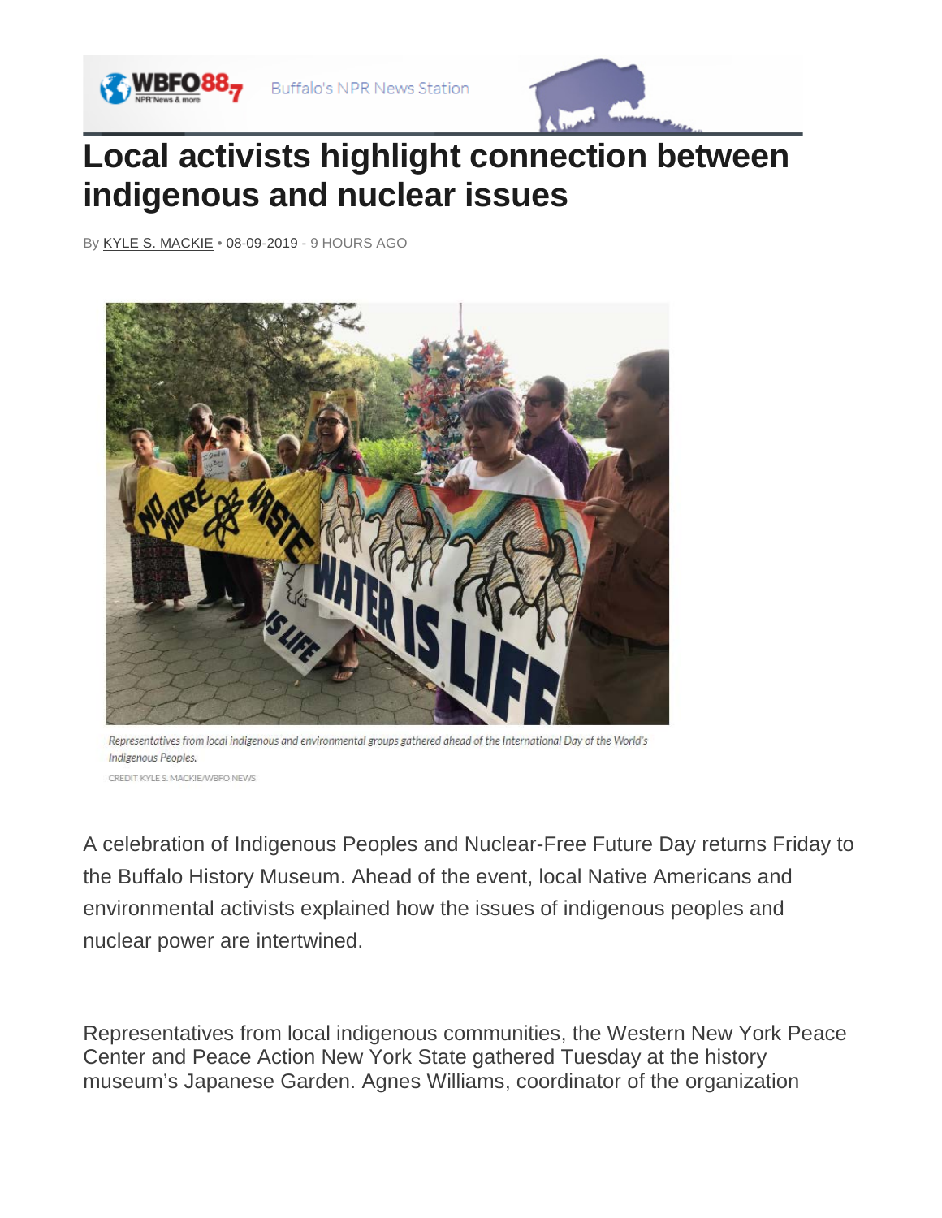# Local activists highlight connection between indigenous and nuclear issues

By KYLE S. MACKIE • 08-09-2019 - 9 HOURS AGO

*Representatives from local indigenous and environmental groups gathered ahead of the International Day of the World's Indigenous Peoples.*

CREDIT KYLE S. MACKIE/WBFO NEWS

A celebration of Indigenous Peoples and Nuclear-Free Future Day returns Friday to the Buffalo History Museum. Ahead of the event, local Native Americans and environmental activists explained how the issues of indigenous peoples and nuclear power are intertwined.

Representatives from local indigenous communities, the Western New York Peace Center and Peace Action New York State gathered Tuesday at the history museum's Japanese Garden. Agnes Williams, coordinator of the organization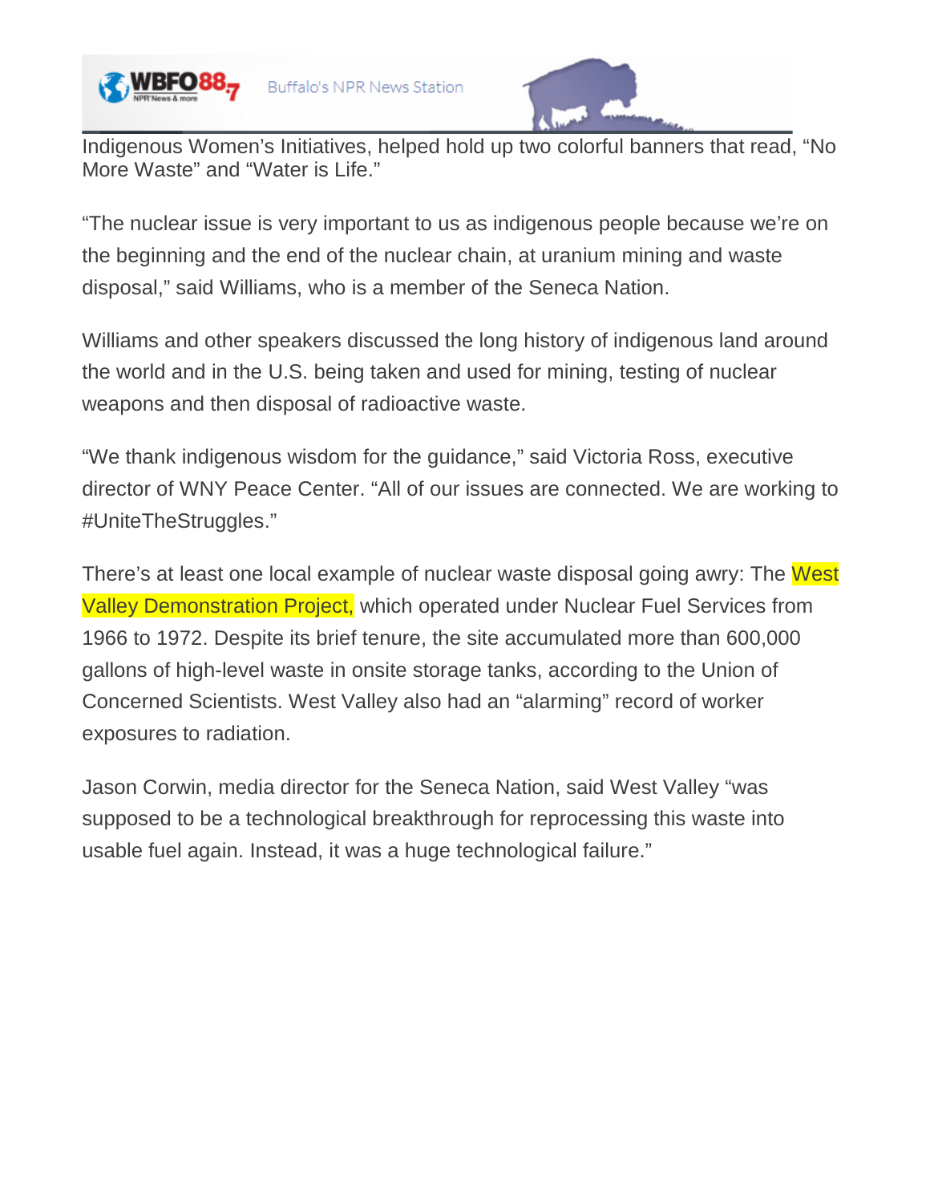Indigenous Women's Initiatives, helped hold up two colorful banners that read, "No More Waste" and "Water is Life."

"The nuclear issue is very important to us as indigenous people because we're on the beginning and the end of the nuclear chain, at uranium mining and waste disposal," said Williams, who is a member of the Seneca Nation.

Williams and other speakers discussed the long history of indigenous land around the world and in the U.S. being taken and used for mining, testing of nuclear weapons and then disposal of radioactive waste.

"We thank indigenous wisdom for the guidance," said Victoria Ross, executive director of WNY Peace Center. "All of our issues are connected. We are working to #UniteTheStruggles."

There's at least one local example of nuclear waste disposal going awry: The West Valley Demonstration Project, which operated under Nuclear Fuel Services from 1966 to 1972. Despite its brief tenure, the site accumulated more than 600,000 gallons of high-level waste in onsite storage tanks, according to the Union of Concerned Scientists. West Valley also had an "alarming" record of worker exposures to radiation.

Jason Corwin, media director for the Seneca Nation, said West Valley "was supposed to be a technological breakthrough for reprocessing this waste into usable fuel again. Instead, it was a huge technological failure."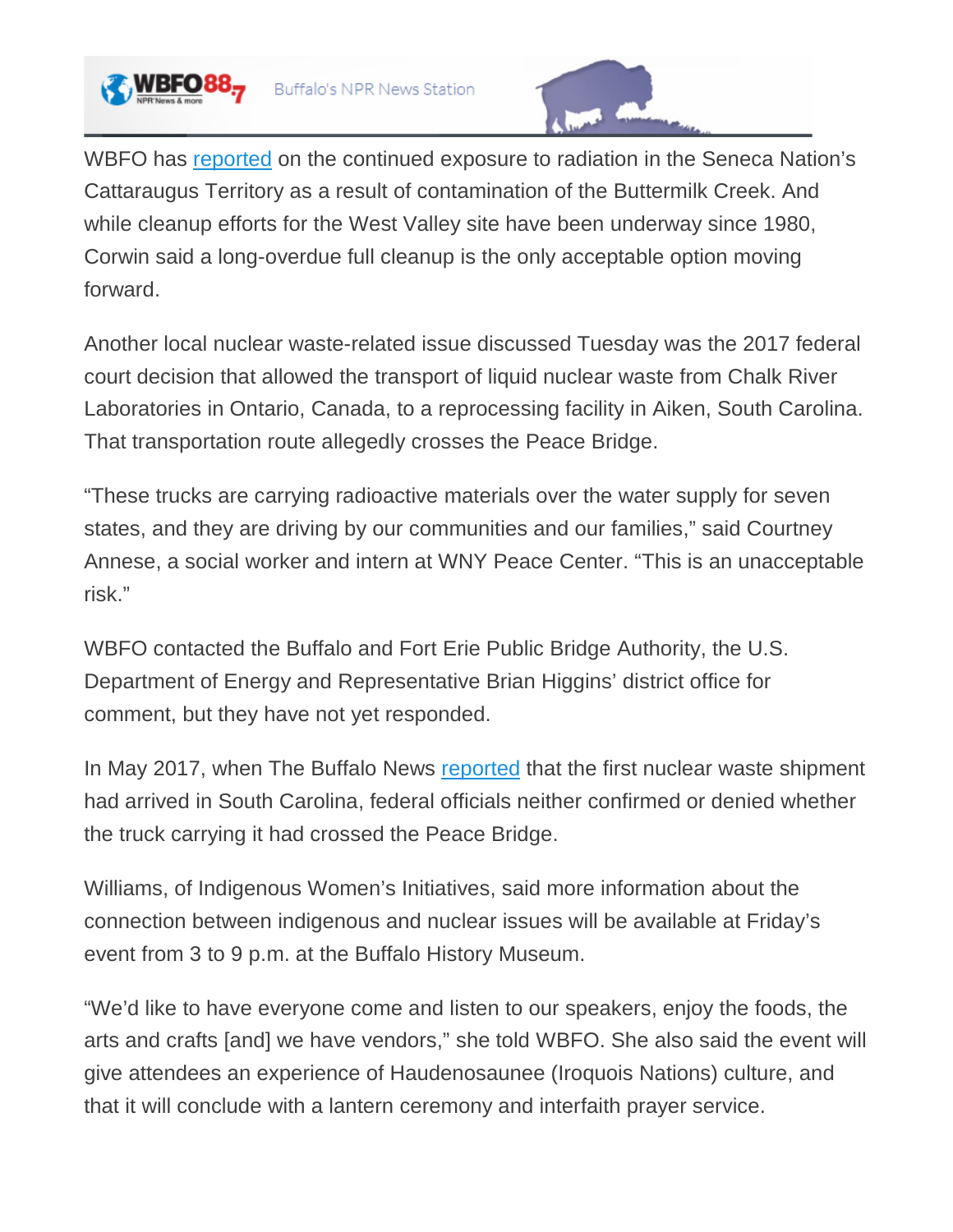WBFO has reported on the continued exposure to radiation in the Seneca Nation's Cattaraugus Territory as a result of contamination of the Buttermilk Creek. And while cleanup efforts for the West Valley site have been underway since 1980, Corwin said a long-overdue full cleanup is the only acceptable option moving forward.

Another local nuclear waste-related issue discussed Tuesday was the 2017 federal court decision that allowed the transport of liquid nuclear waste from Chalk River Laboratories in Ontario, Canada, to a reprocessing facility in Aiken, South Carolina. That transportation route allegedly crosses the Peace Bridge.

"These trucks are carrying radioactive materials over the water supply for seven states, and they are driving by our communities and our families," said Courtney Annese, a social worker and intern at WNY Peace Center. "This is an unacceptable risk."

WBFO contacted the Buffalo and Fort Erie Public Bridge Authority, the U.S. Department of Energy and Representative Brian Higgins' district office for comment, but they have not yet responded.

In May 2017, when The Buffalo News reported that the first nuclear waste shipment had arrived in South Carolina, federal officials neither confirmed or denied whether the truck carrying it had crossed the Peace Bridge.

Williams, of Indigenous Women's Initiatives, said more information about the connection between indigenous and nuclear issues will be available at Friday's event from 3 to 9 p.m. at the Buffalo History Museum.

"We'd like to have everyone come and listen to our speakers, enjoy the foods, the arts and crafts [and] we have vendors," she told WBFO. She also said the event will give attendees an experience of Haudenosaunee (Iroquois Nations) culture, and that it will conclude with a lantern ceremony and interfaith prayer service.